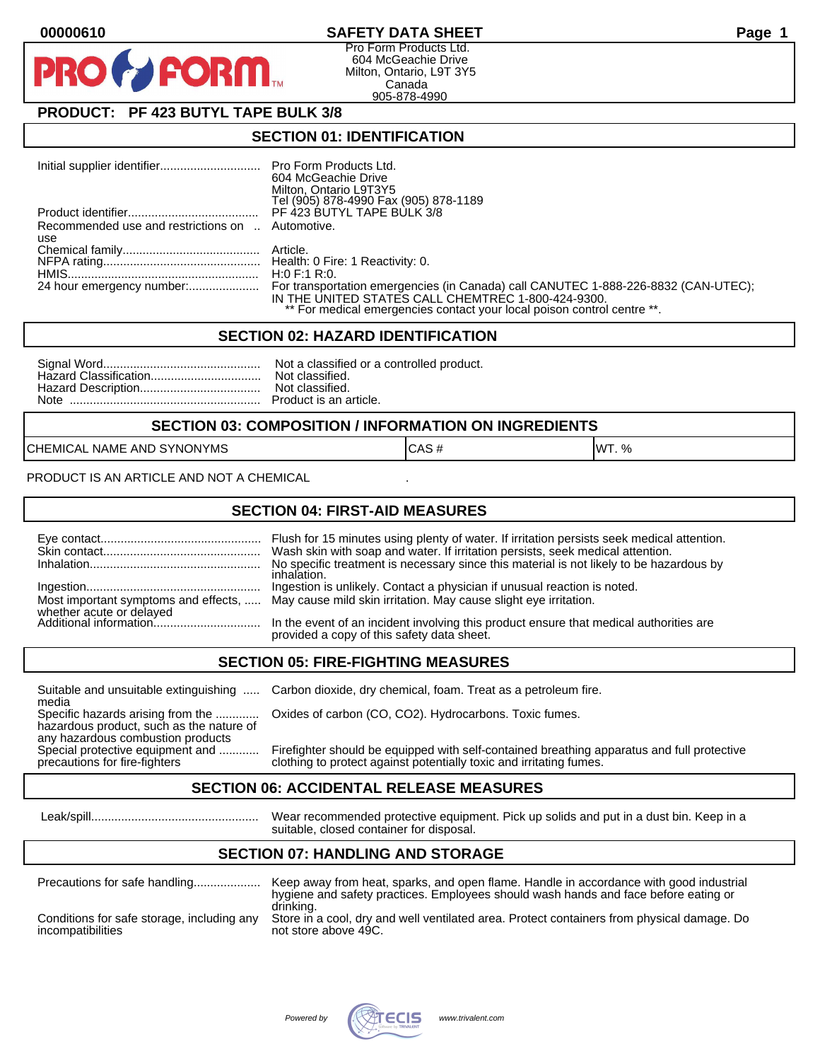00000610 **SAFETY DATA SHEET**

Pro Form Products Ltd.
604 McGeachie Drive
Milton, Ontario, L9T 3Y5
Canada
905-878-4990

**PRODUCT: PF 423 BUTYL TAPE BULK 3/8**

## SECTION 01: IDENTIFICATION

| | |
|---|---|
| Initial supplier identifier | Pro Form Products Ltd. 604 McGeachie Drive Milton, Ontario L9T3Y5 Tel (905) 878-4990 Fax (905) 878-1189 |
| Product identifier | PF 423 BUTYL TAPE BULK 3/8 |
| Recommended use and restrictions on use | Automotive. |
| Chemical family | Article. |
| NFPA rating | Health: 0 Fire: 1 Reactivity: 0. |
| HMIS | H:0 F:1 R:0. |
| 24 hour emergency number: | For transportation emergencies (in Canada) call CANUTEC 1-888-226-8832 (CAN-UTEC); IN THE UNITED STATES CALL CHEMTREC 1-800-424-9300. ** For medical emergencies contact your local poison control centre **. |

## SECTION 02: HAZARD IDENTIFICATION

| | |
|---|---|
| Signal Word | Not a classified or a controlled product. |
| Hazard Classification | Not classified. |
| Hazard Description | Not classified. |
| Note | Product is an article. |

## SECTION 03: COMPOSITION / INFORMATION ON INGREDIENTS

| CHEMICAL NAME AND SYNONYMS | CAS # | WT. % |
|---|---|---|

PRODUCT IS AN ARTICLE AND NOT A CHEMICAL .

## SECTION 04: FIRST-AID MEASURES

| | |
|---|---|
| Eye contact | Flush for 15 minutes using plenty of water. If irritation persists seek medical attention. |
| Skin contact | Wash skin with soap and water. If irritation persists, seek medical attention. |
| Inhalation | No specific treatment is necessary since this material is not likely to be hazardous by inhalation. |
| Ingestion | Ingestion is unlikely. Contact a physician if unusual reaction is noted. |
| Most important symptoms and effects, whether acute or delayed | May cause mild skin irritation. May cause slight eye irritation. |
| Additional information | In the event of an incident involving this product ensure that medical authorities are provided a copy of this safety data sheet. |

## SECTION 05: FIRE-FIGHTING MEASURES

| | |
|---|---|
| Suitable and unsuitable extinguishing media | Carbon dioxide, dry chemical, foam. Treat as a petroleum fire. |
| Specific hazards arising from the hazardous product, such as the nature of any hazardous combustion products | Oxides of carbon (CO, CO2). Hydrocarbons. Toxic fumes. |
| Special protective equipment and precautions for fire-fighters | Firefighter should be equipped with self-contained breathing apparatus and full protective clothing to protect against potentially toxic and irritating fumes. |

## SECTION 06: ACCIDENTAL RELEASE MEASURES

| | |
|---|---|
| Leak/spill | Wear recommended protective equipment. Pick up solids and put in a dust bin. Keep in a suitable, closed container for disposal. |

## SECTION 07: HANDLING AND STORAGE

| | |
|---|---|
| Precautions for safe handling | Keep away from heat, sparks, and open flame. Handle in accordance with good industrial hygiene and safety practices. Employees should wash hands and face before eating or drinking. |
| Conditions for safe storage, including any incompatibilities | Store in a cool, dry and well ventilated area. Protect containers from physical damage. Do not store above 49C. |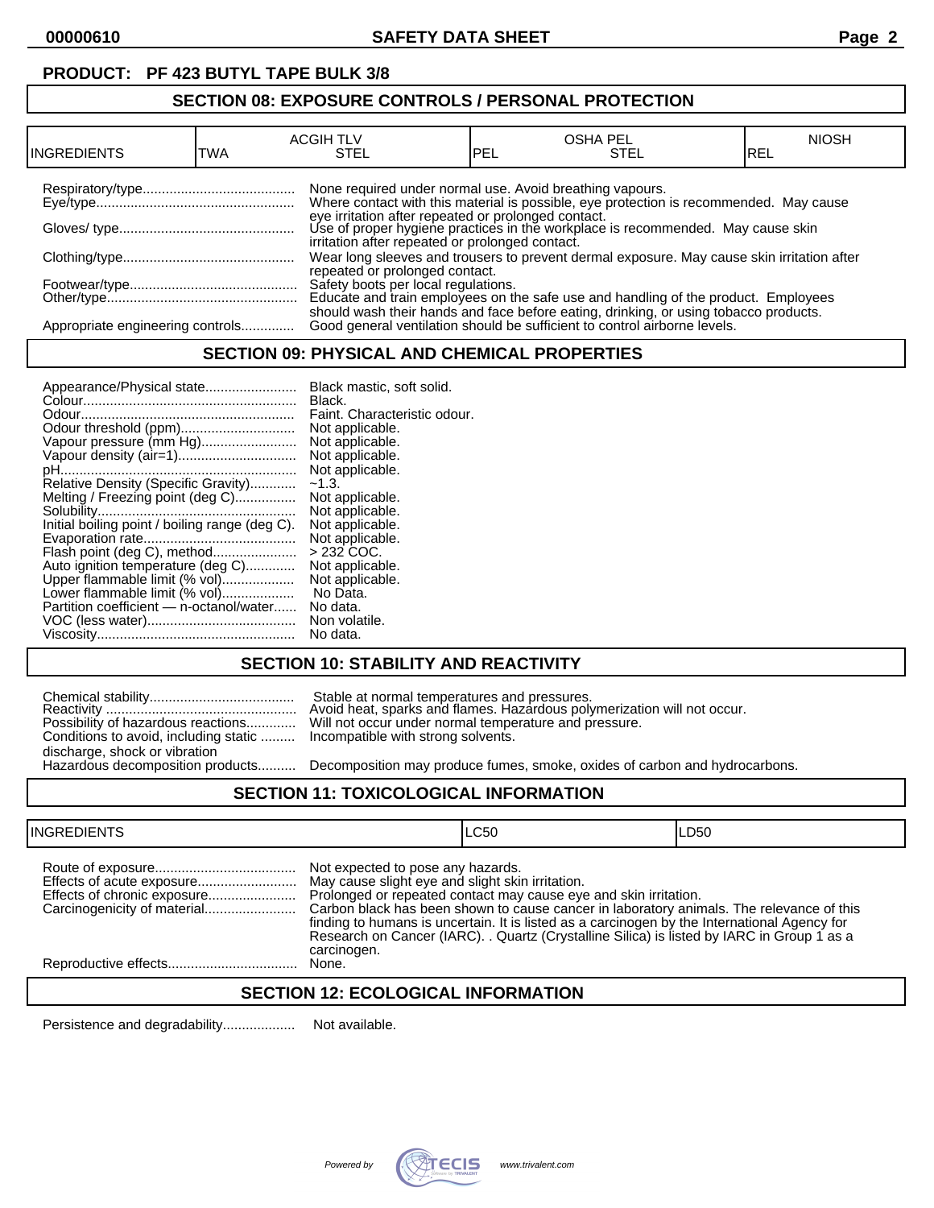**PRODUCT: PF 423 BUTYL TAPE BULK 3/8**

## SECTION 08: EXPOSURE CONTROLS / PERSONAL PROTECTION

| INGREDIENTS | ACGIH TLV TWA | ACGIH TLV STEL | OSHA PEL PEL | OSHA PEL STEL | NIOSH REL |
|---|---|---|---|---|---|

Respiratory/type........................................ None required under normal use. Avoid breathing vapours.

Eye/type.................................................... Where contact with this material is possible, eye protection is recommended. May cause eye irritation after repeated or prolonged contact.

Gloves/ type............................................. Use of proper hygiene practices in the workplace is recommended. May cause skin irritation after repeated or prolonged contact.

Clothing/type............................................ Wear long sleeves and trousers to prevent dermal exposure. May cause skin irritation after repeated or prolonged contact.

Footwear/type........................................... Safety boots per local regulations.

Other/type.................................................. Educate and train employees on the safe use and handling of the product. Employees should wash their hands and face before eating, drinking, or using tobacco products.

Appropriate engineering controls............. Good general ventilation should be sufficient to control airborne levels.

## SECTION 09: PHYSICAL AND CHEMICAL PROPERTIES

Appearance/Physical state........................ Black mastic, soft solid.
Colour........................................................ Black.
Odour......................................................... Faint. Characteristic odour.
Odour threshold (ppm)............................. Not applicable.
Vapour pressure (mm Hg)......................... Not applicable.
Vapour density (air=1).............................. Not applicable.
pH.............................................................. Not applicable.
Relative Density (Specific Gravity)............ ~1.3.
Melting / Freezing point (deg C)................ Not applicable.
Solubility.................................................... Not applicable.
Initial boiling point / boiling range (deg C). Not applicable.
Evaporation rate........................................ Not applicable.
Flash point (deg C), method...................... > 232 COC.
Auto ignition temperature (deg C)............. Not applicable.
Upper flammable limit (% vol)................... Not applicable.
Lower flammable limit (% vol)................... No Data.
Partition coefficient — n-octanol/water...... No data.
VOC (less water)....................................... Non volatile.
Viscosity.................................................... No data.

## SECTION 10: STABILITY AND REACTIVITY

Chemical stability...................................... Stable at normal temperatures and pressures.
Reactivity ................................................. Avoid heat, sparks and flames. Hazardous polymerization will not occur.
Possibility of hazardous reactions............. Will not occur under normal temperature and pressure.
Conditions to avoid, including static discharge, shock or vibration ......... Incompatible with strong solvents.
Hazardous decomposition products.......... Decomposition may produce fumes, smoke, oxides of carbon and hydrocarbons.

## SECTION 11: TOXICOLOGICAL INFORMATION

| INGREDIENTS | LC50 | LD50 |
|---|---|---|

Route of exposure..................................... Not expected to pose any hazards.
Effects of acute exposure.......................... May cause slight eye and slight skin irritation.
Effects of chronic exposure....................... Prolonged or repeated contact may cause eye and skin irritation.
Carcinogenicity of material........................ Carbon black has been shown to cause cancer in laboratory animals. The relevance of this finding to humans is uncertain. It is listed as a carcinogen by the International Agency for Research on Cancer (IARC). . Quartz (Crystalline Silica) is listed by IARC in Group 1 as a carcinogen.
Reproductive effects.................................. None.

## SECTION 12: ECOLOGICAL INFORMATION

Persistence and degradability................... Not available.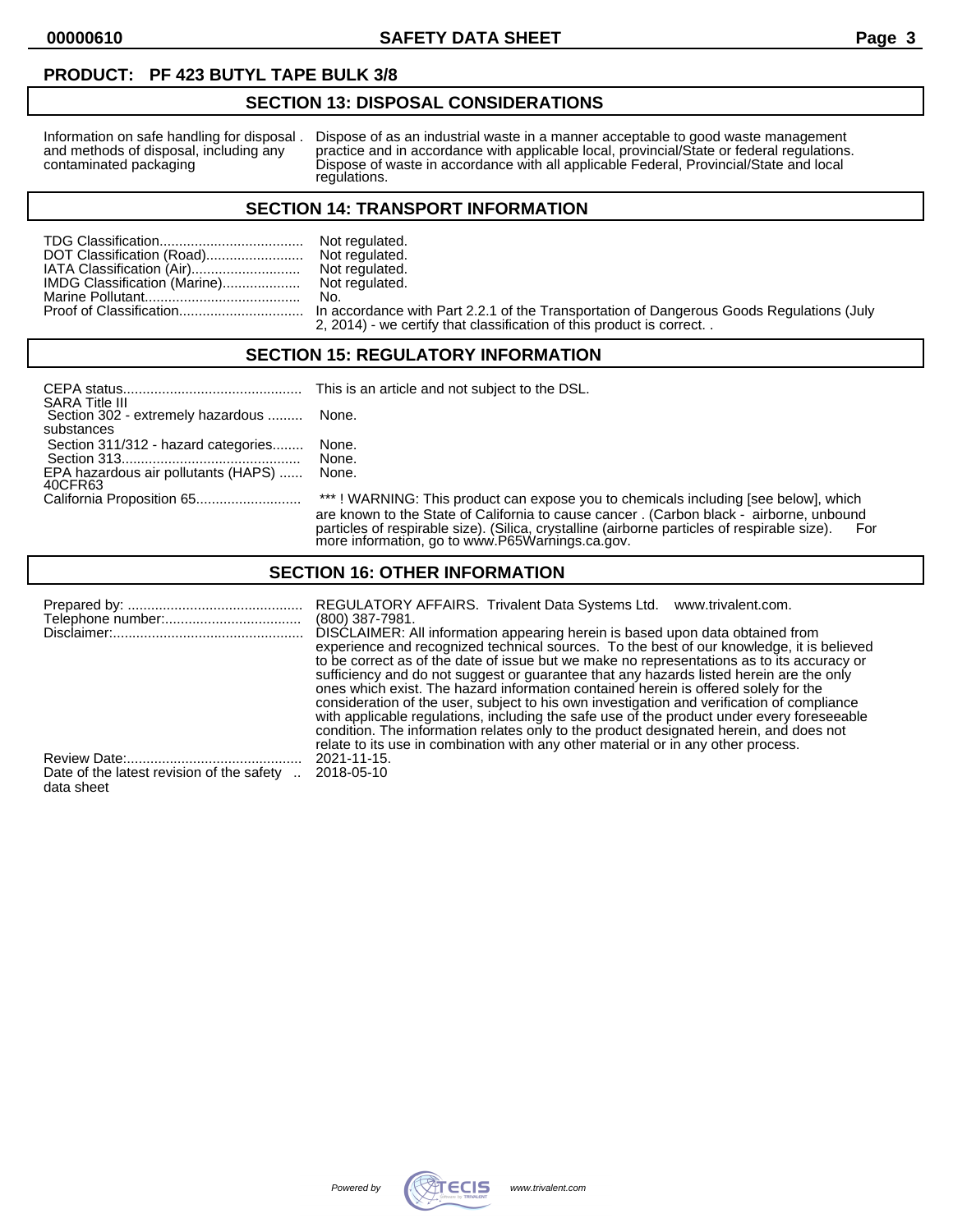**PRODUCT: PF 423 BUTYL TAPE BULK 3/8**

## SECTION 13: DISPOSAL CONSIDERATIONS

| | |
|---|---|
| Information on safe handling for disposal and methods of disposal, including any contaminated packaging | Dispose of as an industrial waste in a manner acceptable to good waste management practice and in accordance with applicable local, provincial/State or federal regulations. Dispose of waste in accordance with all applicable Federal, Provincial/State and local regulations. |

## SECTION 14: TRANSPORT INFORMATION

| | |
|---|---|
| TDG Classification | Not regulated. |
| DOT Classification (Road) | Not regulated. |
| IATA Classification (Air) | Not regulated. |
| IMDG Classification (Marine) | Not regulated. |
| Marine Pollutant | No. |
| Proof of Classification | In accordance with Part 2.2.1 of the Transportation of Dangerous Goods Regulations (July 2, 2014) - we certify that classification of this product is correct. . |

## SECTION 15: REGULATORY INFORMATION

| | |
|---|---|
| CEPA status | This is an article and not subject to the DSL. |
| SARA Title III | |
| Section 302 - extremely hazardous substances | None. |
| Section 311/312 - hazard categories | None. |
| Section 313 | None. |
| EPA hazardous air pollutants (HAPS) 40CFR63 | None. |
| California Proposition 65 | *** ! WARNING: This product can expose you to chemicals including [see below], which are known to the State of California to cause cancer . (Carbon black - airborne, unbound particles of respirable size). (Silica, crystalline (airborne particles of respirable size). For more information, go to www.P65Warnings.ca.gov. |

## SECTION 16: OTHER INFORMATION

| | |
|---|---|
| Prepared by: | REGULATORY AFFAIRS. Trivalent Data Systems Ltd. www.trivalent.com. |
| Telephone number: | (800) 387-7981. |
| Disclaimer: | DISCLAIMER: All information appearing herein is based upon data obtained from experience and recognized technical sources. To the best of our knowledge, it is believed to be correct as of the date of issue but we make no representations as to its accuracy or sufficiency and do not suggest or guarantee that any hazards listed herein are the only ones which exist. The hazard information contained herein is offered solely for the consideration of the user, subject to his own investigation and verification of compliance with applicable regulations, including the safe use of the product under every foreseeable condition. The information relates only to the product designated herein, and does not relate to its use in combination with any other material or in any other process. |
| Review Date: | 2021-11-15. |
| Date of the latest revision of the safety data sheet | 2018-05-10 |